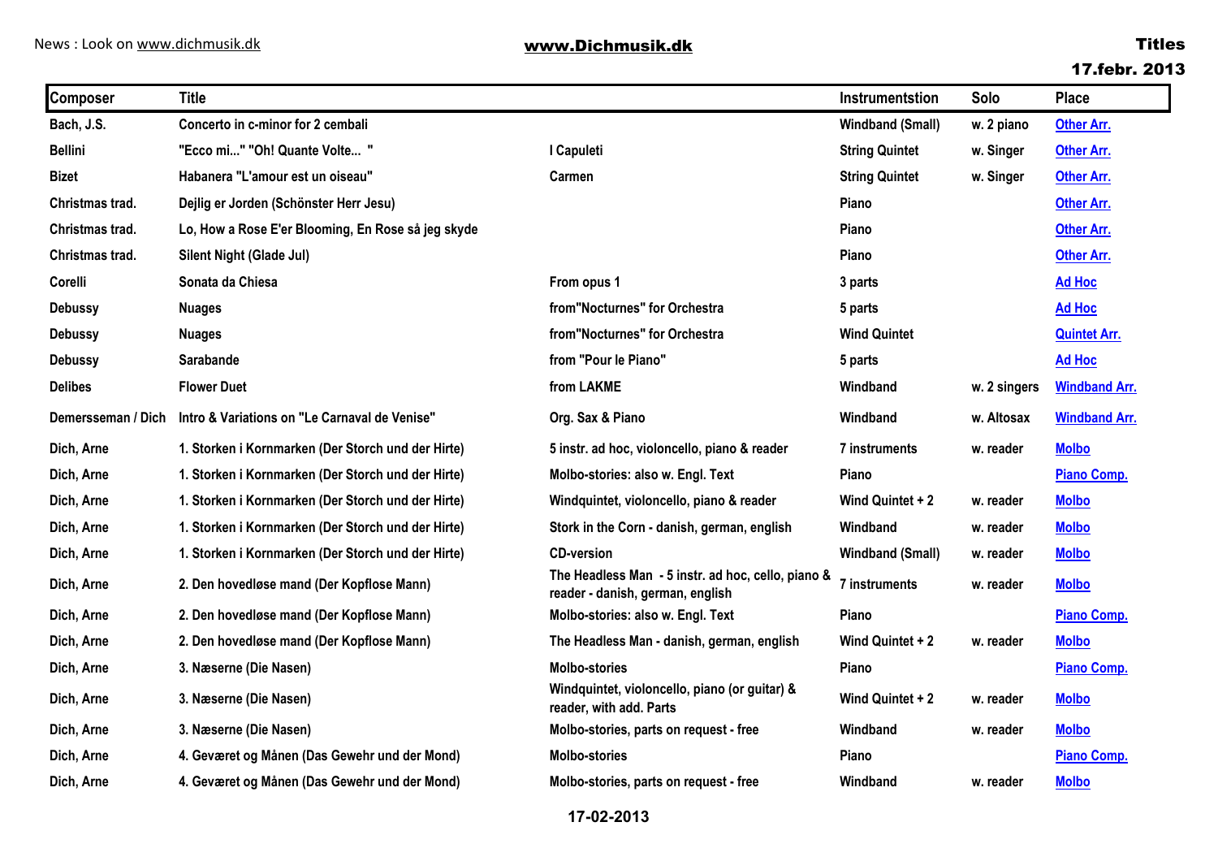News : Look on www.dichmusik.dk

**www.Dichmusik.dk**

**Titles**
**17.febr. 2013**

| Composer | Title | | Instrumentstion | Solo | Place |
|---|---|---|---|---|---|
| Bach, J.S. | Concerto in c-minor for 2 cembali | | Windband (Small) | w. 2 piano | Other Arr. |
| Bellini | "Ecco mi..." "Oh! Quante Volte... " | I Capuleti | String Quintet | w. Singer | Other Arr. |
| Bizet | Habanera "L'amour est un oiseau" | Carmen | String Quintet | w. Singer | Other Arr. |
| Christmas trad. | Dejlig er Jorden (Schönster Herr Jesu) | | Piano | | Other Arr. |
| Christmas trad. | Lo, How a Rose E'er Blooming, En Rose så jeg skyde | | Piano | | Other Arr. |
| Christmas trad. | Silent Night (Glade Jul) | | Piano | | Other Arr. |
| Corelli | Sonata da Chiesa | From opus 1 | 3 parts | | Ad Hoc |
| Debussy | Nuages | from"Nocturnes" for Orchestra | 5 parts | | Ad Hoc |
| Debussy | Nuages | from"Nocturnes" for Orchestra | Wind Quintet | | Quintet Arr. |
| Debussy | Sarabande | from "Pour le Piano" | 5 parts | | Ad Hoc |
| Delibes | Flower Duet | from LAKME | Windband | w. 2 singers | Windband Arr. |
| Demersseman / Dich | Intro & Variations on "Le Carnaval de Venise" | Org. Sax & Piano | Windband | w. Altosax | Windband Arr. |
| Dich, Arne | 1. Storken i Kornmarken (Der Storch und der Hirte) | 5 instr. ad hoc, violoncello, piano & reader | 7 instruments | w. reader | Molbo |
| Dich, Arne | 1. Storken i Kornmarken (Der Storch und der Hirte) | Molbo-stories: also w. Engl. Text | Piano | | Piano Comp. |
| Dich, Arne | 1. Storken i Kornmarken (Der Storch und der Hirte) | Windquintet, violoncello, piano & reader | Wind Quintet + 2 | w. reader | Molbo |
| Dich, Arne | 1. Storken i Kornmarken (Der Storch und der Hirte) | Stork in the Corn - danish, german, english | Windband | w. reader | Molbo |
| Dich, Arne | 1. Storken i Kornmarken (Der Storch und der Hirte) | CD-version | Windband (Small) | w. reader | Molbo |
| Dich, Arne | 2. Den hovedløse mand (Der Kopflose Mann) | The Headless Man - 5 instr. ad hoc, cello, piano & reader - danish, german, english | 7 instruments | w. reader | Molbo |
| Dich, Arne | 2. Den hovedløse mand (Der Kopflose Mann) | Molbo-stories: also w. Engl. Text | Piano | | Piano Comp. |
| Dich, Arne | 2. Den hovedløse mand (Der Kopflose Mann) | The Headless Man - danish, german, english | Wind Quintet + 2 | w. reader | Molbo |
| Dich, Arne | 3. Næserne (Die Nasen) | Molbo-stories | Piano | | Piano Comp. |
| Dich, Arne | 3. Næserne (Die Nasen) | Windquintet, violoncello, piano (or guitar) & reader, with add. Parts | Wind Quintet + 2 | w. reader | Molbo |
| Dich, Arne | 3. Næserne (Die Nasen) | Molbo-stories, parts on request - free | Windband | w. reader | Molbo |
| Dich, Arne | 4. Geværet og Månen (Das Gewehr und der Mond) | Molbo-stories | Piano | | Piano Comp. |
| Dich, Arne | 4. Geværet og Månen (Das Gewehr und der Mond) | Molbo-stories, parts on request - free | Windband | w. reader | Molbo |

17-02-2013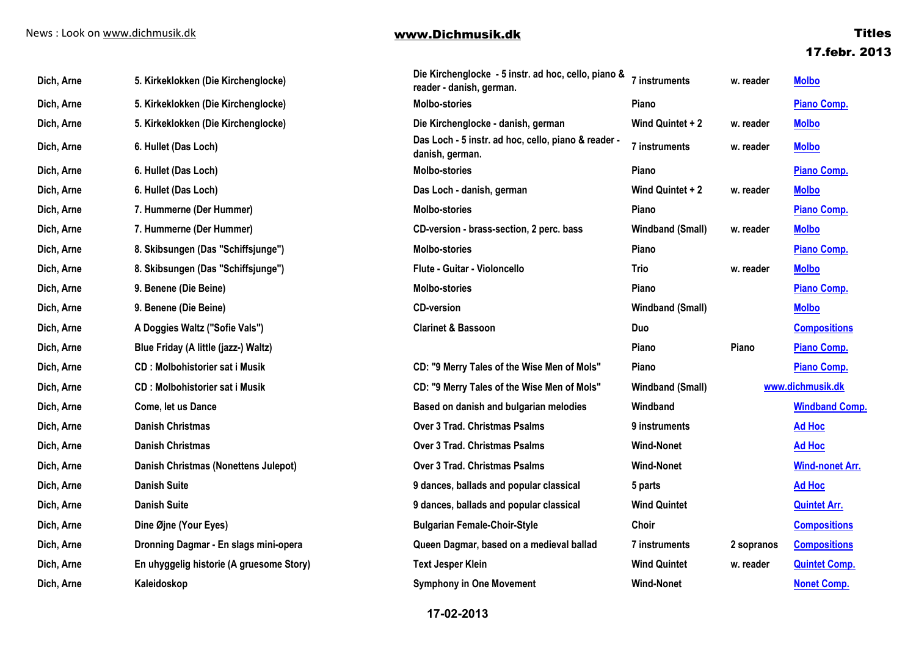| | | | | | |
|---|---|---|---|---|---|
| Dich, Arne | 5. Kirkeklokken (Die Kirchenglocke) | Die Kirchenglocke - 5 instr. ad hoc, cello, piano & reader - danish, german. | 7 instruments | w. reader | Molbo |
| Dich, Arne | 5. Kirkeklokken (Die Kirchenglocke) | Molbo-stories | Piano | | Piano Comp. |
| Dich, Arne | 5. Kirkeklokken (Die Kirchenglocke) | Die Kirchenglocke - danish, german | Wind Quintet + 2 | w. reader | Molbo |
| Dich, Arne | 6. Hullet (Das Loch) | Das Loch - 5 instr. ad hoc, cello, piano & reader - danish, german. | 7 instruments | w. reader | Molbo |
| Dich, Arne | 6. Hullet (Das Loch) | Molbo-stories | Piano | | Piano Comp. |
| Dich, Arne | 6. Hullet (Das Loch) | Das Loch - danish, german | Wind Quintet + 2 | w. reader | Molbo |
| Dich, Arne | 7. Hummerne (Der Hummer) | Molbo-stories | Piano | | Piano Comp. |
| Dich, Arne | 7. Hummerne (Der Hummer) | CD-version - brass-section, 2 perc. bass | Windband (Small) | w. reader | Molbo |
| Dich, Arne | 8. Skibsungen (Das "Schiffsjunge") | Molbo-stories | Piano | | Piano Comp. |
| Dich, Arne | 8. Skibsungen (Das "Schiffsjunge") | Flute - Guitar - Violoncello | Trio | w. reader | Molbo |
| Dich, Arne | 9. Benene (Die Beine) | Molbo-stories | Piano | | Piano Comp. |
| Dich, Arne | 9. Benene (Die Beine) | CD-version | Windband (Small) | | Molbo |
| Dich, Arne | A Doggies Waltz ("Sofie Vals") | Clarinet & Bassoon | Duo | | Compositions |
| Dich, Arne | Blue Friday (A little (jazz-) Waltz) | | Piano | Piano | Piano Comp. |
| Dich, Arne | CD : Molbohistorier sat i Musik | CD: "9 Merry Tales of the Wise Men of Mols" | Piano | | Piano Comp. |
| Dich, Arne | CD : Molbohistorier sat i Musik | CD: "9 Merry Tales of the Wise Men of Mols" | Windband (Small) | www.dichmusik.dk | |
| Dich, Arne | Come, let us Dance | Based on danish and bulgarian melodies | Windband | | Windband Comp. |
| Dich, Arne | Danish Christmas | Over 3 Trad. Christmas Psalms | 9 instruments | | Ad Hoc |
| Dich, Arne | Danish Christmas | Over 3 Trad. Christmas Psalms | Wind-Nonet | | Ad Hoc |
| Dich, Arne | Danish Christmas (Nonettens Julepot) | Over 3 Trad. Christmas Psalms | Wind-Nonet | | Wind-nonet Arr. |
| Dich, Arne | Danish Suite | 9 dances, ballads and popular classical | 5 parts | | Ad Hoc |
| Dich, Arne | Danish Suite | 9 dances, ballads and popular classical | Wind Quintet | | Quintet Arr. |
| Dich, Arne | Dine Øjne (Your Eyes) | Bulgarian Female-Choir-Style | Choir | | Compositions |
| Dich, Arne | Dronning Dagmar - En slags mini-opera | Queen Dagmar, based on a medieval ballad | 7 instruments | 2 sopranos | Compositions |
| Dich, Arne | En uhyggelig historie (A gruesome Story) | Text Jesper Klein | Wind Quintet | w. reader | Quintet Comp. |
| Dich, Arne | Kaleidoskop | Symphony in One Movement | Wind-Nonet | | Nonet Comp. |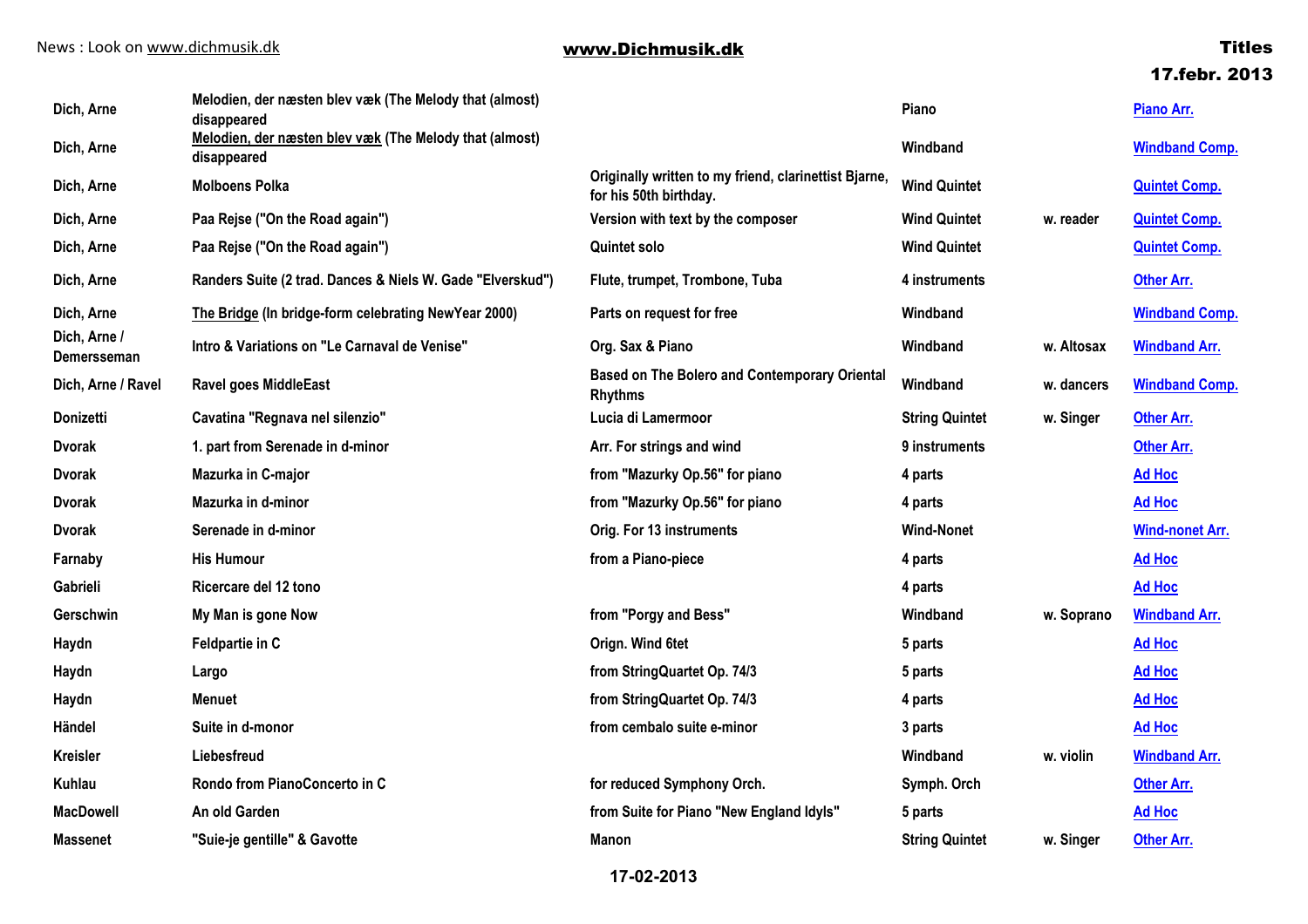| | | | | | |
|---|---|---|---|---|---|
| Dich, Arne | Melodien, der næsten blev væk (The Melody that (almost) disappeared | | Piano | | Piano Arr. |
| Dich, Arne | Melodien, der næsten blev væk (The Melody that (almost) disappeared | | Windband | | Windband Comp. |
| Dich, Arne | Molboens Polka | Originally written to my friend, clarinettist Bjarne, for his 50th birthday. | Wind Quintet | | Quintet Comp. |
| Dich, Arne | Paa Rejse ("On the Road again") | Version with text by the composer | Wind Quintet | w. reader | Quintet Comp. |
| Dich, Arne | Paa Rejse ("On the Road again") | Quintet solo | Wind Quintet | | Quintet Comp. |
| Dich, Arne | Randers Suite (2 trad. Dances & Niels W. Gade "Elverskud") | Flute, trumpet, Trombone, Tuba | 4 instruments | | Other Arr. |
| Dich, Arne | The Bridge (In bridge-form celebrating NewYear 2000) | Parts on request for free | Windband | | Windband Comp. |
| Dich, Arne / Demersseman | Intro & Variations on "Le Carnaval de Venise" | Org. Sax & Piano | Windband | w. Altosax | Windband Arr. |
| Dich, Arne / Ravel | Ravel goes MiddleEast | Based on The Bolero and Contemporary Oriental Rhythms | Windband | w. dancers | Windband Comp. |
| Donizetti | Cavatina "Regnava nel silenzio" | Lucia di Lamermoor | String Quintet | w. Singer | Other Arr. |
| Dvorak | 1. part from Serenade in d-minor | Arr. For strings and wind | 9 instruments | | Other Arr. |
| Dvorak | Mazurka in C-major | from "Mazurky Op.56" for piano | 4 parts | | Ad Hoc |
| Dvorak | Mazurka in d-minor | from "Mazurky Op.56" for piano | 4 parts | | Ad Hoc |
| Dvorak | Serenade in d-minor | Orig. For 13 instruments | Wind-Nonet | | Wind-nonet Arr. |
| Farnaby | His Humour | from a Piano-piece | 4 parts | | Ad Hoc |
| Gabrieli | Ricercare del 12 tono | | 4 parts | | Ad Hoc |
| Gerschwin | My Man is gone Now | from "Porgy and Bess" | Windband | w. Soprano | Windband Arr. |
| Haydn | Feldpartie in C | Orign. Wind 6tet | 5 parts | | Ad Hoc |
| Haydn | Largo | from StringQuartet Op. 74/3 | 5 parts | | Ad Hoc |
| Haydn | Menuet | from StringQuartet Op. 74/3 | 4 parts | | Ad Hoc |
| Händel | Suite in d-monor | from cembalo suite e-minor | 3 parts | | Ad Hoc |
| Kreisler | Liebesfreud | | Windband | w. violin | Windband Arr. |
| Kuhlau | Rondo from PianoConcerto in C | for reduced Symphony Orch. | Symph. Orch | | Other Arr. |
| MacDowell | An old Garden | from Suite for Piano "New England Idyls" | 5 parts | | Ad Hoc |
| Massenet | "Suie-je gentille" & Gavotte | Manon | String Quintet | w. Singer | Other Arr. |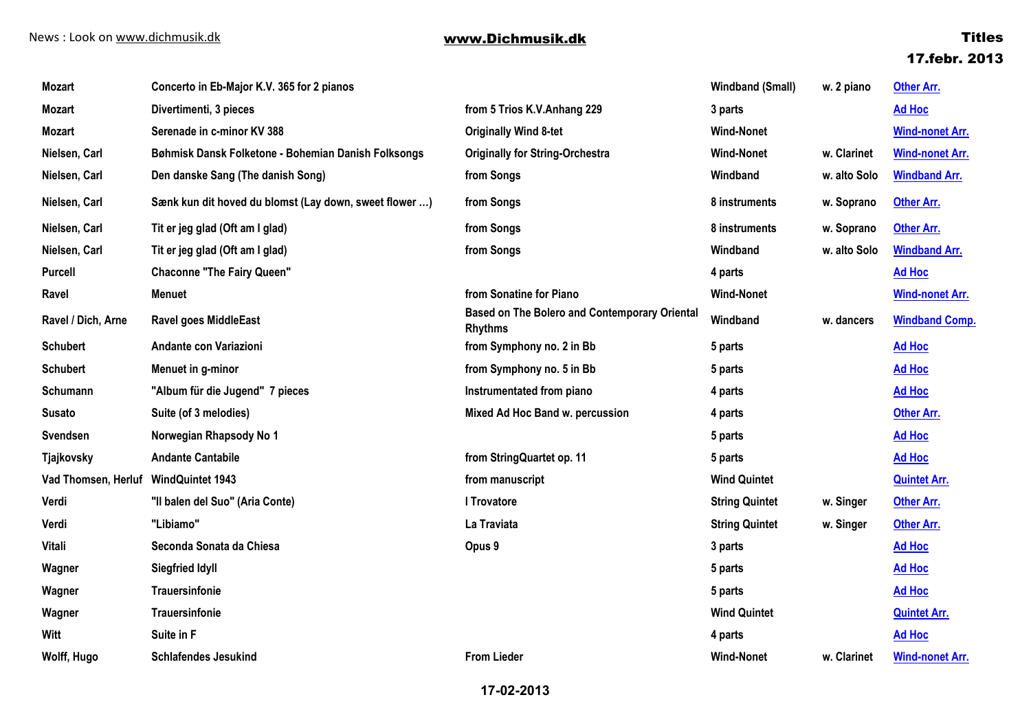| | | | | | |
|---|---|---|---|---|---|
| Mozart | Concerto in Eb-Major K.V. 365 for 2 pianos | | Windband (Small) | w. 2 piano | Other Arr. |
| Mozart | Divertimenti, 3 pieces | from 5 Trios K.V.Anhang 229 | 3 parts | | Ad Hoc |
| Mozart | Serenade in c-minor KV 388 | Originally Wind 8-tet | Wind-Nonet | | Wind-nonet Arr. |
| Nielsen, Carl | Bøhmisk Dansk Folketone - Bohemian Danish Folksongs | Originally for String-Orchestra | Wind-Nonet | w. Clarinet | Wind-nonet Arr. |
| Nielsen, Carl | Den danske Sang (The danish Song) | from Songs | Windband | w. alto Solo | Windband Arr. |
| Nielsen, Carl | Sænk kun dit hoved du blomst (Lay down, sweet flower …) | from Songs | 8 instruments | w. Soprano | Other Arr. |
| Nielsen, Carl | Tit er jeg glad (Oft am I glad) | from Songs | 8 instruments | w. Soprano | Other Arr. |
| Nielsen, Carl | Tit er jeg glad (Oft am I glad) | from Songs | Windband | w. alto Solo | Windband Arr. |
| Purcell | Chaconne "The Fairy Queen" | | 4 parts | | Ad Hoc |
| Ravel | Menuet | from Sonatine for Piano | Wind-Nonet | | Wind-nonet Arr. |
| Ravel / Dich, Arne | Ravel goes MiddleEast | Based on The Bolero and Contemporary Oriental Rhythms | Windband | w. dancers | Windband Comp. |
| Schubert | Andante con Variazioni | from Symphony no. 2 in Bb | 5 parts | | Ad Hoc |
| Schubert | Menuet in g-minor | from Symphony no. 5 in Bb | 5 parts | | Ad Hoc |
| Schumann | "Album für die Jugend" 7 pieces | Instrumentated from piano | 4 parts | | Ad Hoc |
| Susato | Suite (of 3 melodies) | Mixed Ad Hoc Band w. percussion | 4 parts | | Other Arr. |
| Svendsen | Norwegian Rhapsody No 1 | | 5 parts | | Ad Hoc |
| Tjajkovsky | Andante Cantabile | from StringQuartet op. 11 | 5 parts | | Ad Hoc |
| Vad Thomsen, Herluf | WindQuintet 1943 | from manuscript | Wind Quintet | | Quintet Arr. |
| Verdi | "Il balen del Suo" (Aria Conte) | I Trovatore | String Quintet | w. Singer | Other Arr. |
| Verdi | "Libiamo" | La Traviata | String Quintet | w. Singer | Other Arr. |
| Vitali | Seconda Sonata da Chiesa | Opus 9 | 3 parts | | Ad Hoc |
| Wagner | Siegfried Idyll | | 5 parts | | Ad Hoc |
| Wagner | Trauersinfonie | | 5 parts | | Ad Hoc |
| Wagner | Trauersinfonie | | Wind Quintet | | Quintet Arr. |
| Witt | Suite in F | | 4 parts | | Ad Hoc |
| Wolff, Hugo | Schlafendes Jesukind | From Lieder | Wind-Nonet | w. Clarinet | Wind-nonet Arr. |